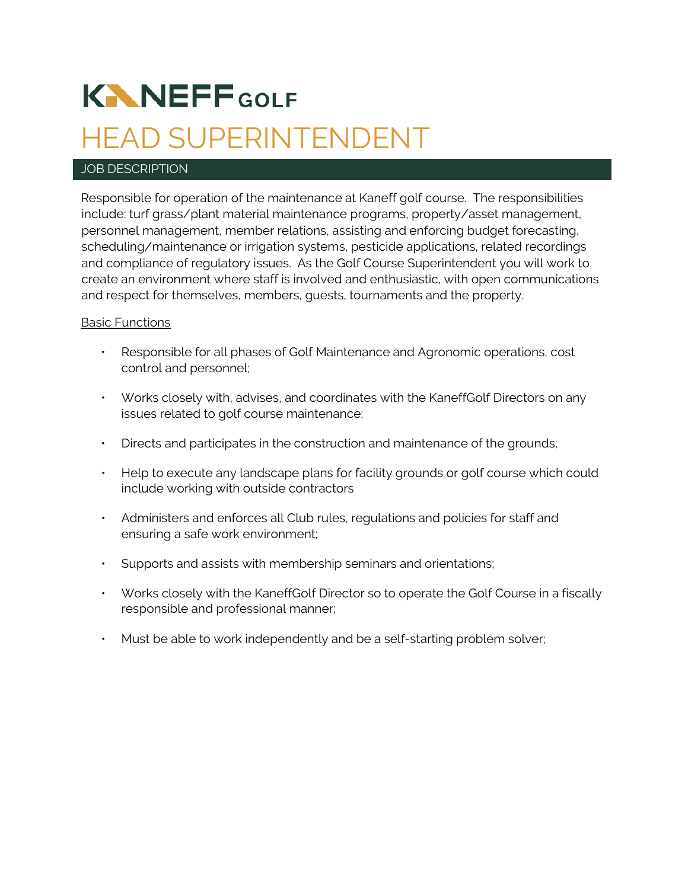# KANEFF GOLF

# HEAD SUPERINTENDENT

## JOB DESCRIPTION

Responsible for operation of the maintenance at Kaneff golf course. The responsibilities include: turf grass/plant material maintenance programs, property/asset management, personnel management, member relations, assisting and enforcing budget forecasting, scheduling/maintenance or irrigation systems, pesticide applications, related recordings and compliance of regulatory issues. As the Golf Course Superintendent you will work to create an environment where staff is involved and enthusiastic, with open communications and respect for themselves, members, guests, tournaments and the property.

<u>Basic Functions</u>

- Responsible for all phases of Golf Maintenance and Agronomic operations, cost control and personnel;
- Works closely with, advises, and coordinates with the KaneffGolf Directors on any issues related to golf course maintenance;
- Directs and participates in the construction and maintenance of the grounds;
- Help to execute any landscape plans for facility grounds or golf course which could include working with outside contractors
- Administers and enforces all Club rules, regulations and policies for staff and ensuring a safe work environment;
- Supports and assists with membership seminars and orientations;
- Works closely with the KaneffGolf Director so to operate the Golf Course in a fiscally responsible and professional manner;
- Must be able to work independently and be a self-starting problem solver;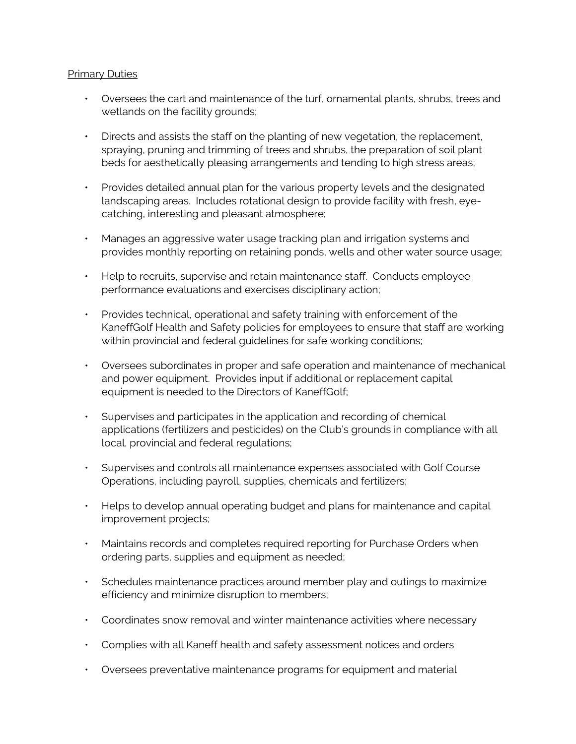<u>Primary Duties</u>

- Oversees the cart and maintenance of the turf, ornamental plants, shrubs, trees and wetlands on the facility grounds;

- Directs and assists the staff on the planting of new vegetation, the replacement, spraying, pruning and trimming of trees and shrubs, the preparation of soil plant beds for aesthetically pleasing arrangements and tending to high stress areas;

- Provides detailed annual plan for the various property levels and the designated landscaping areas. Includes rotational design to provide facility with fresh, eye-catching, interesting and pleasant atmosphere;

- Manages an aggressive water usage tracking plan and irrigation systems and provides monthly reporting on retaining ponds, wells and other water source usage;

- Help to recruits, supervise and retain maintenance staff. Conducts employee performance evaluations and exercises disciplinary action;

- Provides technical, operational and safety training with enforcement of the KaneffGolf Health and Safety policies for employees to ensure that staff are working within provincial and federal guidelines for safe working conditions;

- Oversees subordinates in proper and safe operation and maintenance of mechanical and power equipment. Provides input if additional or replacement capital equipment is needed to the Directors of KaneffGolf;

- Supervises and participates in the application and recording of chemical applications (fertilizers and pesticides) on the Club's grounds in compliance with all local, provincial and federal regulations;

- Supervises and controls all maintenance expenses associated with Golf Course Operations, including payroll, supplies, chemicals and fertilizers;

- Helps to develop annual operating budget and plans for maintenance and capital improvement projects;

- Maintains records and completes required reporting for Purchase Orders when ordering parts, supplies and equipment as needed;

- Schedules maintenance practices around member play and outings to maximize efficiency and minimize disruption to members;

- Coordinates snow removal and winter maintenance activities where necessary

- Complies with all Kaneff health and safety assessment notices and orders

- Oversees preventative maintenance programs for equipment and material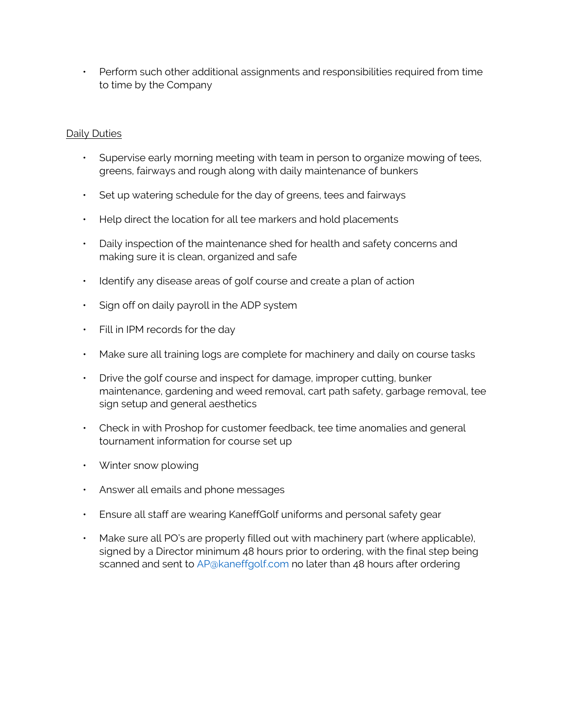- Perform such other additional assignments and responsibilities required from time to time by the Company

<u>Daily Duties</u>

- Supervise early morning meeting with team in person to organize mowing of tees, greens, fairways and rough along with daily maintenance of bunkers
- Set up watering schedule for the day of greens, tees and fairways
- Help direct the location for all tee markers and hold placements
- Daily inspection of the maintenance shed for health and safety concerns and making sure it is clean, organized and safe
- Identify any disease areas of golf course and create a plan of action
- Sign off on daily payroll in the ADP system
- Fill in IPM records for the day
- Make sure all training logs are complete for machinery and daily on course tasks
- Drive the golf course and inspect for damage, improper cutting, bunker maintenance, gardening and weed removal, cart path safety, garbage removal, tee sign setup and general aesthetics
- Check in with Proshop for customer feedback, tee time anomalies and general tournament information for course set up
- Winter snow plowing
- Answer all emails and phone messages
- Ensure all staff are wearing KaneffGolf uniforms and personal safety gear
- Make sure all PO's are properly filled out with machinery part (where applicable), signed by a Director minimum 48 hours prior to ordering, with the final step being scanned and sent to AP@kaneffgolf.com no later than 48 hours after ordering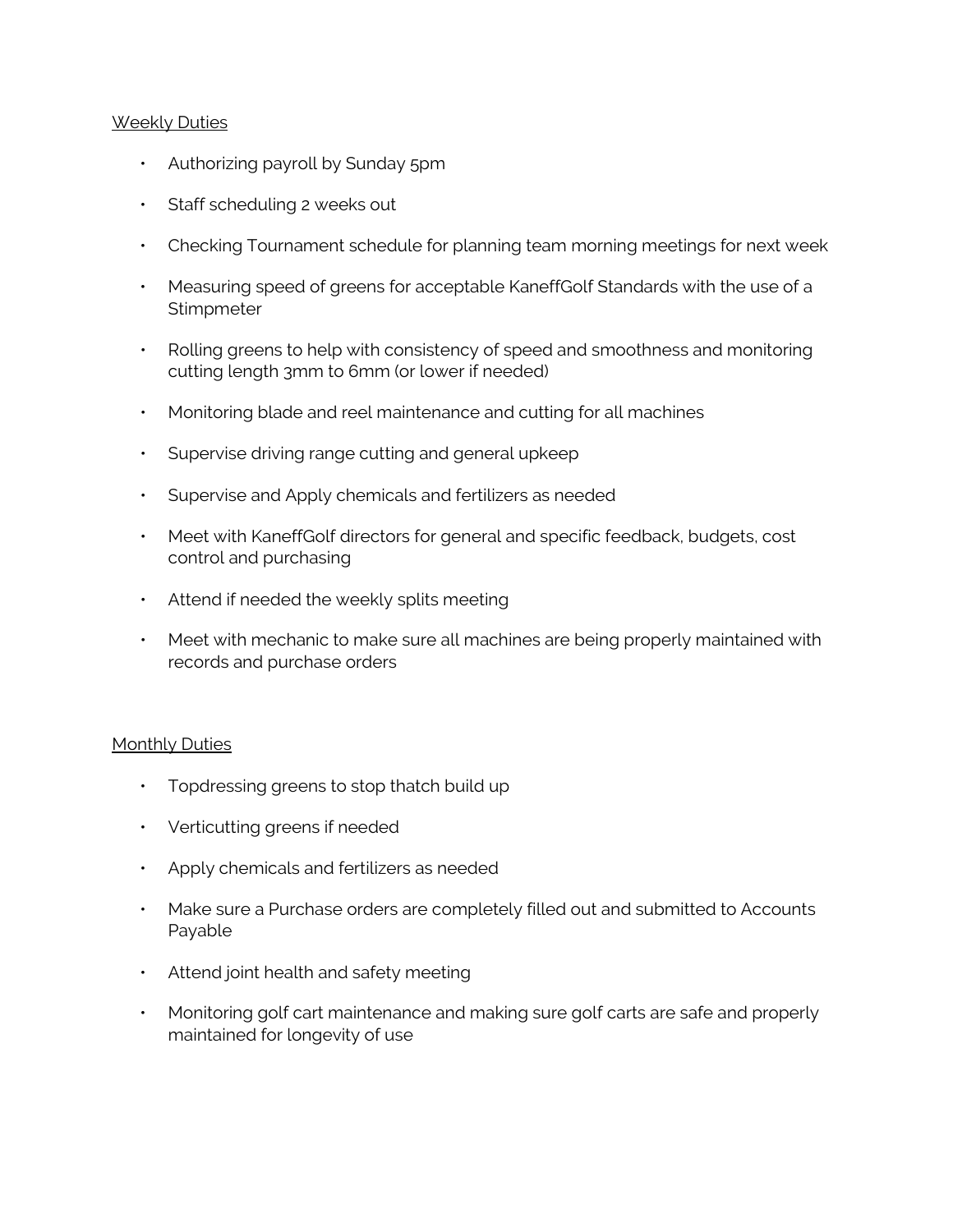<u>Weekly Duties</u>

- Authorizing payroll by Sunday 5pm
- Staff scheduling 2 weeks out
- Checking Tournament schedule for planning team morning meetings for next week
- Measuring speed of greens for acceptable KaneffGolf Standards with the use of a Stimpmeter
- Rolling greens to help with consistency of speed and smoothness and monitoring cutting length 3mm to 6mm (or lower if needed)
- Monitoring blade and reel maintenance and cutting for all machines
- Supervise driving range cutting and general upkeep
- Supervise and Apply chemicals and fertilizers as needed
- Meet with KaneffGolf directors for general and specific feedback, budgets, cost control and purchasing
- Attend if needed the weekly splits meeting
- Meet with mechanic to make sure all machines are being properly maintained with records and purchase orders

<u>Monthly Duties</u>

- Topdressing greens to stop thatch build up
- Verticutting greens if needed
- Apply chemicals and fertilizers as needed
- Make sure a Purchase orders are completely filled out and submitted to Accounts Payable
- Attend joint health and safety meeting
- Monitoring golf cart maintenance and making sure golf carts are safe and properly maintained for longevity of use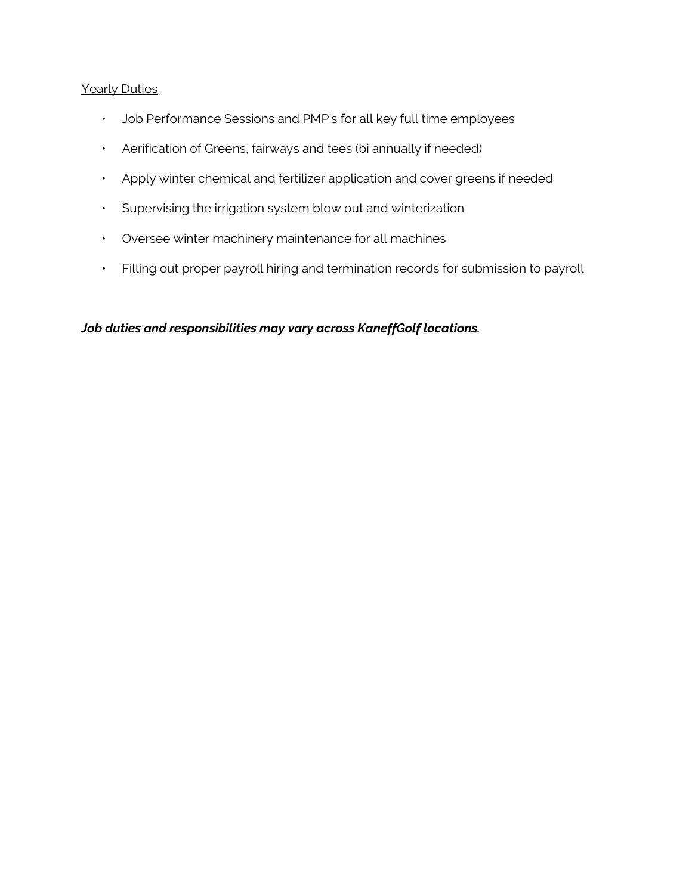<u>Yearly Duties</u>

- Job Performance Sessions and PMP's for all key full time employees
- Aerification of Greens, fairways and tees (bi annually if needed)
- Apply winter chemical and fertilizer application and cover greens if needed
- Supervising the irrigation system blow out and winterization
- Oversee winter machinery maintenance for all machines
- Filling out proper payroll hiring and termination records for submission to payroll

***Job duties and responsibilities may vary across KaneffGolf locations.***